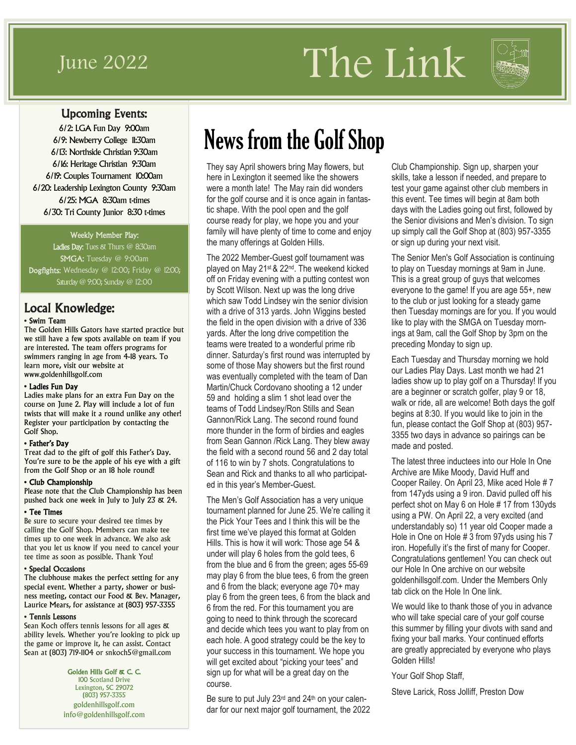June 2022

# The Link

## Upcoming Events:

6/2: LGA Fun Day 9:00am
6/9: Newberry College 11:30am
6/13: Northside Christian 9:30am
6/16: Heritage Christian 9:30am
6/19: Couples Tournament 10:00am
6/20: Leadership Lexington County 9:30am
6/25: MGA 8:30am t-times
6/30: Tri County Junior 8:30 t-times

**Weekly Member Play:**
**Ladies Day:** Tues & Thurs @ 8:30am
**SMGA:** Tuesday @ 9:00am
**Dogfights:** Wednesday @ 12:00; Friday @ 12:00; Saturday @ 9:00; Sunday @ 12:00

## Local Knowledge:

**• Swim Team**
The Golden Hills Gators have started practice but we still have a few spots available on team if you are interested. The team offers programs for swimmers ranging in age from 4-18 years. To learn more, visit our website at www.goldenhillsgolf.com

**• Ladies Fun Day**
Ladies make plans for an extra Fun Day on the course on June 2. Play will include a lot of fun twists that will make it a round unlike any other! Register your participation by contacting the Golf Shop.

**• Father's Day**
Treat dad to the gift of golf this Father's Day. You're sure to be the apple of his eye with a gift from the Golf Shop or an 18 hole round!

**• Club Championship**
Please note that the Club Championship has been pushed back one week in July to July 23 & 24.

**• Tee Times**
Be sure to secure your desired tee times by calling the Golf Shop. Members can make tee times up to one week in advance. We also ask that you let us know if you need to cancel your tee time as soon as possible. Thank You!

**• Special Occasions**
The clubhouse makes the perfect setting for any special event. Whether a party, shower or business meeting, contact our Food & Bev. Manager, Laurice Mears, for assistance at (803) 957-3355

**• Tennis Lessons**
Sean Koch offers tennis lessons for all ages & ability levels. Whether you're looking to pick up the game or improve it, he can assist. Contact Sean at (803) 719-1104 or snkoch5@gmail.com

**Golden Hills Golf & C. C.**
100 Scotland Drive
Lexington, SC 29072
(803) 957-3355
goldenhillsgolf.com
info@goldenhillsgolf.com

# News from the Golf Shop

They say April showers bring May flowers, but here in Lexington it seemed like the showers were a month late! The May rain did wonders for the golf course and it is once again in fantastic shape. With the pool open and the golf course ready for play, we hope you and your family will have plenty of time to come and enjoy the many offerings at Golden Hills.

The 2022 Member-Guest golf tournament was played on May 21st & 22nd. The weekend kicked off on Friday evening with a putting contest won by Scott Wilson. Next up was the long drive which saw Todd Lindsey win the senior division with a drive of 313 yards. John Wiggins bested the field in the open division with a drive of 336 yards. After the long drive competition the teams were treated to a wonderful prime rib dinner. Saturday's first round was interrupted by some of those May showers but the first round was eventually completed with the team of Dan Martin/Chuck Cordovano shooting a 12 under 59 and holding a slim 1 shot lead over the teams of Todd Lindsey/Ron Stills and Sean Gannon/Rick Lang. The second round found more thunder in the form of birdies and eagles from Sean Gannon /Rick Lang. They blew away the field with a second round 56 and 2 day total of 116 to win by 7 shots. Congratulations to Sean and Rick and thanks to all who participated in this year's Member-Guest.

The Men's Golf Association has a very unique tournament planned for June 25. We're calling it the Pick Your Tees and I think this will be the first time we've played this format at Golden Hills. This is how it will work: Those age 54 & under will play 6 holes from the gold tees, 6 from the blue and 6 from the green; ages 55-69 may play 6 from the blue tees, 6 from the green and 6 from the black; everyone age 70+ may play 6 from the green tees, 6 from the black and 6 from the red. For this tournament you are going to need to think through the scorecard and decide which tees you want to play from on each hole. A good strategy could be the key to your success in this tournament. We hope you will get excited about "picking your tees" and sign up for what will be a great day on the course.

Be sure to put July 23rd and 24th on your calendar for our next major golf tournament, the 2022 Club Championship. Sign up, sharpen your skills, take a lesson if needed, and prepare to test your game against other club members in this event. Tee times will begin at 8am both days with the Ladies going out first, followed by the Senior divisions and Men's division. To sign up simply call the Golf Shop at (803) 957-3355 or sign up during your next visit.

The Senior Men's Golf Association is continuing to play on Tuesday mornings at 9am in June. This is a great group of guys that welcomes everyone to the game! If you are age 55+, new to the club or just looking for a steady game then Tuesday mornings are for you. If you would like to play with the SMGA on Tuesday mornings at 9am, call the Golf Shop by 3pm on the preceding Monday to sign up.

Each Tuesday and Thursday morning we hold our Ladies Play Days. Last month we had 21 ladies show up to play golf on a Thursday! If you are a beginner or scratch golfer, play 9 or 18, walk or ride, all are welcome! Both days the golf begins at 8:30. If you would like to join in the fun, please contact the Golf Shop at (803) 957-3355 two days in advance so pairings can be made and posted.

The latest three inductees into our Hole In One Archive are Mike Moody, David Huff and Cooper Railey. On April 23, Mike aced Hole # 7 from 147yds using a 9 iron. David pulled off his perfect shot on May 6 on Hole # 17 from 130yds using a PW. On April 22, a very excited (and understandably so) 11 year old Cooper made a Hole in One on Hole # 3 from 97yds using his 7 iron. Hopefully it's the first of many for Cooper. Congratulations gentlemen! You can check out our Hole In One archive on our website goldenhillsgolf.com. Under the Members Only tab click on the Hole In One link.

We would like to thank those of you in advance who will take special care of your golf course this summer by filling your divots with sand and fixing your ball marks. Your continued efforts are greatly appreciated by everyone who plays Golden Hills!

Your Golf Shop Staff,

Steve Larick, Ross Jolliff, Preston Dow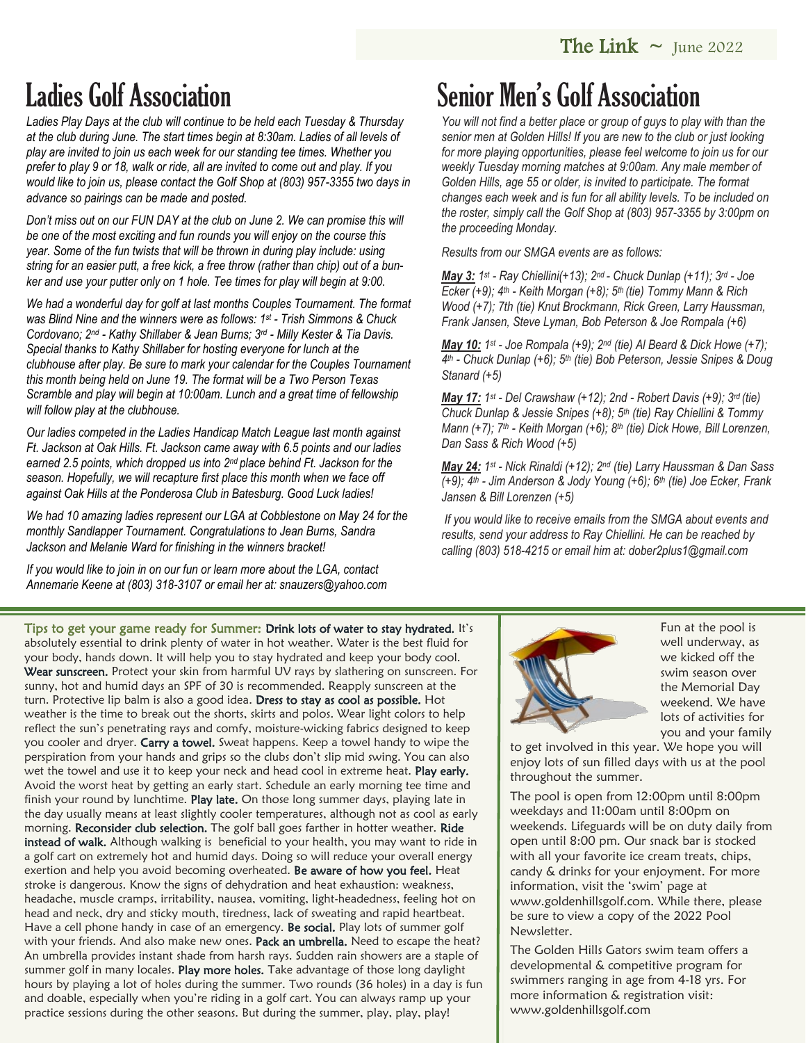# Ladies Golf Association

*Ladies Play Days at the club will continue to be held each Tuesday & Thursday at the club during June. The start times begin at 8:30am. Ladies of all levels of play are invited to join us each week for our standing tee times. Whether you prefer to play 9 or 18, walk or ride, all are invited to come out and play. If you would like to join us, please contact the Golf Shop at (803) 957-3355 two days in advance so pairings can be made and posted.*

*Don't miss out on our FUN DAY at the club on June 2. We can promise this will be one of the most exciting and fun rounds you will enjoy on the course this year. Some of the fun twists that will be thrown in during play include: using string for an easier putt, a free kick, a free throw (rather than chip) out of a bunker and use your putter only on 1 hole. Tee times for play will begin at 9:00.*

*We had a wonderful day for golf at last months Couples Tournament. The format was Blind Nine and the winners were as follows: 1st - Trish Simmons & Chuck Cordovano; 2nd - Kathy Shillaber & Jean Burns; 3rd - Milly Kester & Tia Davis. Special thanks to Kathy Shillaber for hosting everyone for lunch at the clubhouse after play. Be sure to mark your calendar for the Couples Tournament this month being held on June 19. The format will be a Two Person Texas Scramble and play will begin at 10:00am. Lunch and a great time of fellowship will follow play at the clubhouse.*

*Our ladies competed in the Ladies Handicap Match League last month against Ft. Jackson at Oak Hills. Ft. Jackson came away with 6.5 points and our ladies earned 2.5 points, which dropped us into 2nd place behind Ft. Jackson for the season. Hopefully, we will recapture first place this month when we face off against Oak Hills at the Ponderosa Club in Batesburg. Good Luck ladies!*

*We had 10 amazing ladies represent our LGA at Cobblestone on May 24 for the monthly Sandlapper Tournament. Congratulations to Jean Burns, Sandra Jackson and Melanie Ward for finishing in the winners bracket!*

*If you would like to join in on our fun or learn more about the LGA, contact Annemarie Keene at (803) 318-3107 or email her at: snauzers@yahoo.com*

# Senior Men's Golf Association

*You will not find a better place or group of guys to play with than the senior men at Golden Hills! If you are new to the club or just looking for more playing opportunities, please feel welcome to join us for our weekly Tuesday morning matches at 9:00am. Any male member of Golden Hills, age 55 or older, is invited to participate. The format changes each week and is fun for all ability levels. To be included on the roster, simply call the Golf Shop at (803) 957-3355 by 3:00pm on the proceeding Monday.*

*Results from our SMGA events are as follows:*

***May 3:*** *1st - Ray Chiellini(+13); 2nd - Chuck Dunlap (+11); 3rd - Joe Ecker (+9); 4th - Keith Morgan (+8); 5th (tie) Tommy Mann & Rich Wood (+7); 7th (tie) Knut Brockmann, Rick Green, Larry Haussman, Frank Jansen, Steve Lyman, Bob Peterson & Joe Rompala (+6)*

***May 10:*** *1st - Joe Rompala (+9); 2nd (tie) Al Beard & Dick Howe (+7); 4th - Chuck Dunlap (+6); 5th (tie) Bob Peterson, Jessie Snipes & Doug Stanard (+5)*

***May 17:*** *1st - Del Crawshaw (+12); 2nd - Robert Davis (+9); 3rd (tie) Chuck Dunlap & Jessie Snipes (+8); 5th (tie) Ray Chiellini & Tommy Mann (+7); 7th - Keith Morgan (+6); 8th (tie) Dick Howe, Bill Lorenzen, Dan Sass & Rich Wood (+5)*

***May 24:*** *1st - Nick Rinaldi (+12); 2nd (tie) Larry Haussman & Dan Sass (+9); 4th - Jim Anderson & Jody Young (+6); 6th (tie) Joe Ecker, Frank Jansen & Bill Lorenzen (+5)*

*If you would like to receive emails from the SMGA about events and results, send your address to Ray Chiellini. He can be reached by calling (803) 518-4215 or email him at: dober2plus1@gmail.com*

---

**Tips to get your game ready for Summer:** **Drink lots of water to stay hydrated.** It's absolutely essential to drink plenty of water in hot weather. Water is the best fluid for your body, hands down. It will help you to stay hydrated and keep your body cool. **Wear sunscreen.** Protect your skin from harmful UV rays by slathering on sunscreen. For sunny, hot and humid days an SPF of 30 is recommended. Reapply sunscreen at the turn. Protective lip balm is also a good idea. **Dress to stay as cool as possible.** Hot weather is the time to break out the shorts, skirts and polos. Wear light colors to help reflect the sun's penetrating rays and comfy, moisture-wicking fabrics designed to keep you cooler and dryer. **Carry a towel.** Sweat happens. Keep a towel handy to wipe the perspiration from your hands and grips so the clubs don't slip mid swing. You can also wet the towel and use it to keep your neck and head cool in extreme heat. **Play early.** Avoid the worst heat by getting an early start. Schedule an early morning tee time and finish your round by lunchtime. **Play late.** On those long summer days, playing late in the day usually means at least slightly cooler temperatures, although not as cool as early morning. **Reconsider club selection.** The golf ball goes farther in hotter weather. **Ride instead of walk.** Although walking is beneficial to your health, you may want to ride in a golf cart on extremely hot and humid days. Doing so will reduce your overall energy exertion and help you avoid becoming overheated. **Be aware of how you feel.** Heat stroke is dangerous. Know the signs of dehydration and heat exhaustion: weakness, headache, muscle cramps, irritability, nausea, vomiting, light-headedness, feeling hot on head and neck, dry and sticky mouth, tiredness, lack of sweating and rapid heartbeat. Have a cell phone handy in case of an emergency. **Be social.** Play lots of summer golf with your friends. And also make new ones. **Pack an umbrella.** Need to escape the heat? An umbrella provides instant shade from harsh rays. Sudden rain showers are a staple of summer golf in many locales. **Play more holes.** Take advantage of those long daylight hours by playing a lot of holes during the summer. Two rounds (36 holes) in a day is fun and doable, especially when you're riding in a golf cart. You can always ramp up your practice sessions during the other seasons. But during the summer, play, play, play!

Fun at the pool is well underway, as we kicked off the swim season over the Memorial Day weekend. We have lots of activities for you and your family to get involved in this year. We hope you will enjoy lots of sun filled days with us at the pool throughout the summer.

The pool is open from 12:00pm until 8:00pm weekdays and 11:00am until 8:00pm on weekends. Lifeguards will be on duty daily from open until 8:00 pm. Our snack bar is stocked with all your favorite ice cream treats, chips, candy & drinks for your enjoyment. For more information, visit the 'swim' page at www.goldenhillsgolf.com. While there, please be sure to view a copy of the 2022 Pool Newsletter.

The Golden Hills Gators swim team offers a developmental & competitive program for swimmers ranging in age from 4-18 yrs. For more information & registration visit: www.goldenhillsgolf.com